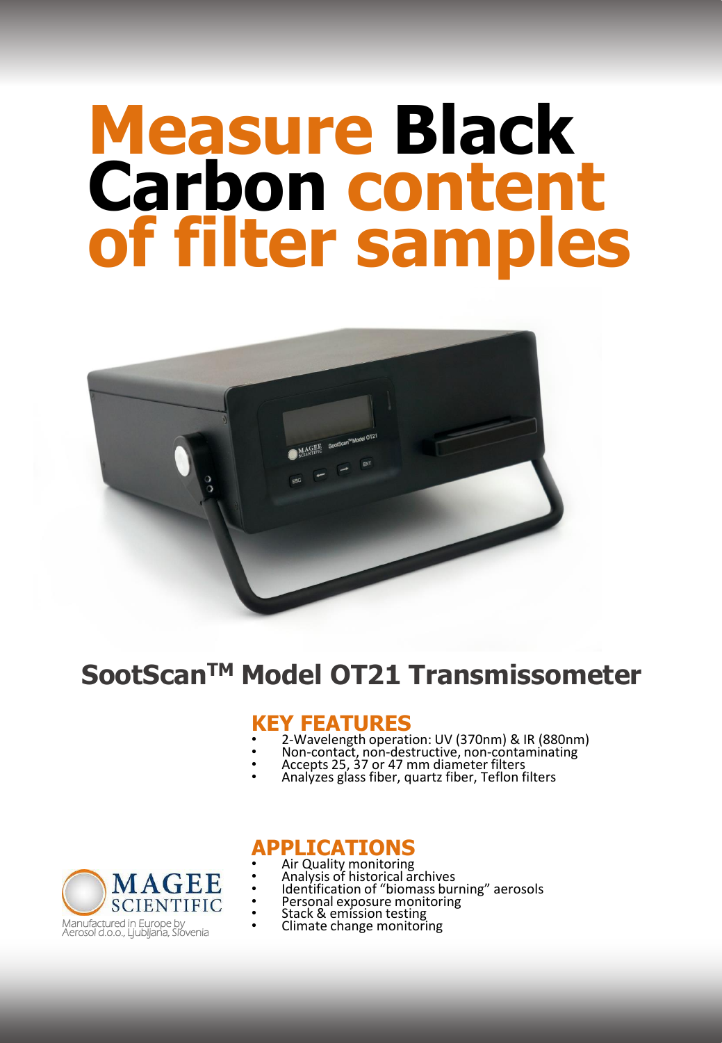# Measure Black Carbon content of filter samples

## SootScan™ Model OT21 Transmissometer

### KEY FEATURES

- 2-Wavelength operation: UV (370nm) & IR (880nm)
- Non-contact, non-destructive, non-contaminating
- Accepts 25, 37 or 47 mm diameter filters
- Analyzes glass fiber, quartz fiber, Teflon filters

### APPLICATIONS

- Air Quality monitoring
- Analysis of historical archives
- Identification of "biomass burning" aerosols
- Personal exposure monitoring
- Stack & emission testing
- Climate change monitoring

MAGEE SCIENTIFIC

Manufactured in Europe by Aerosol d.o.o., Ljubljana, Slovenia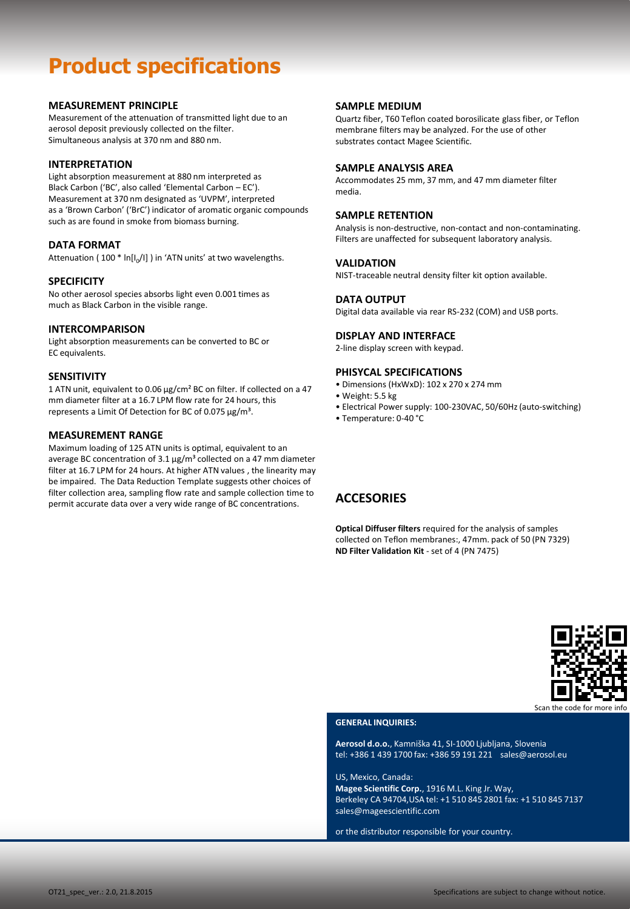# Product specifications

### MEASUREMENT PRINCIPLE

Measurement of the attenuation of transmitted light due to an aerosol deposit previously collected on the filter.
Simultaneous analysis at 370 nm and 880 nm.

### INTERPRETATION

Light absorption measurement at 880 nm interpreted as Black Carbon ('BC', also called 'Elemental Carbon – EC'). Measurement at 370 nm designated as 'UVPM', interpreted as a 'Brown Carbon' ('BrC') indicator of aromatic organic compounds such as are found in smoke from biomass burning.

### DATA FORMAT

Attenuation ( $100 * \ln[I_0/I]$ ) in 'ATN units' at two wavelengths.

### SPECIFICITY

No other aerosol species absorbs light even 0.001 times as much as Black Carbon in the visible range.

### INTERCOMPARISON

Light absorption measurements can be converted to BC or EC equivalents.

### SENSITIVITY

1 ATN unit, equivalent to 0.06 μg/cm² BC on filter. If collected on a 47 mm diameter filter at a 16.7 LPM flow rate for 24 hours, this represents a Limit Of Detection for BC of 0.075 μg/m³.

### MEASUREMENT RANGE

Maximum loading of 125 ATN units is optimal, equivalent to an average BC concentration of 3.1 μg/m³ collected on a 47 mm diameter filter at 16.7 LPM for 24 hours. At higher ATN values , the linearity may be impaired. The Data Reduction Template suggests other choices of filter collection area, sampling flow rate and sample collection time to permit accurate data over a very wide range of BC concentrations.

### SAMPLE MEDIUM

Quartz fiber, T60 Teflon coated borosilicate glass fiber, or Teflon membrane filters may be analyzed. For the use of other substrates contact Magee Scientific.

### SAMPLE ANALYSIS AREA

Accommodates 25 mm, 37 mm, and 47 mm diameter filter media.

### SAMPLE RETENTION

Analysis is non-destructive, non-contact and non-contaminating. Filters are unaffected for subsequent laboratory analysis.

### VALIDATION

NIST-traceable neutral density filter kit option available.

### DATA OUTPUT

Digital data available via rear RS-232 (COM) and USB ports.

### DISPLAY AND INTERFACE

2-line display screen with keypad.

### PHISYCAL SPECIFICATIONS

- Dimensions (HxWxD): 102 x 270 x 274 mm
- Weight: 5.5 kg
- Electrical Power supply: 100-230VAC, 50/60Hz (auto-switching)
- Temperature: 0-40 °C

## ACCESORIES

**Optical Diffuser filters** required for the analysis of samples collected on Teflon membranes:, 47mm. pack of 50 (PN 7329)
**ND Filter Validation Kit** - set of 4 (PN 7475)

Scan the code for more info

**GENERAL INQUIRIES:**

**Aerosol d.o.o.**, Kamniška 41, SI-1000 Ljubljana, Slovenia
tel: +386 1 439 1700 fax: +386 59 191 221 sales@aerosol.eu

US, Mexico, Canada:
**Magee Scientific Corp.**, 1916 M.L. King Jr. Way,
Berkeley CA 94704,USA tel: +1 510 845 2801 fax: +1 510 845 7137
sales@mageescientific.com

or the distributor responsible for your country.

OT21_spec_ver.: 2.0, 21.8.2015

Specifications are subject to change without notice.